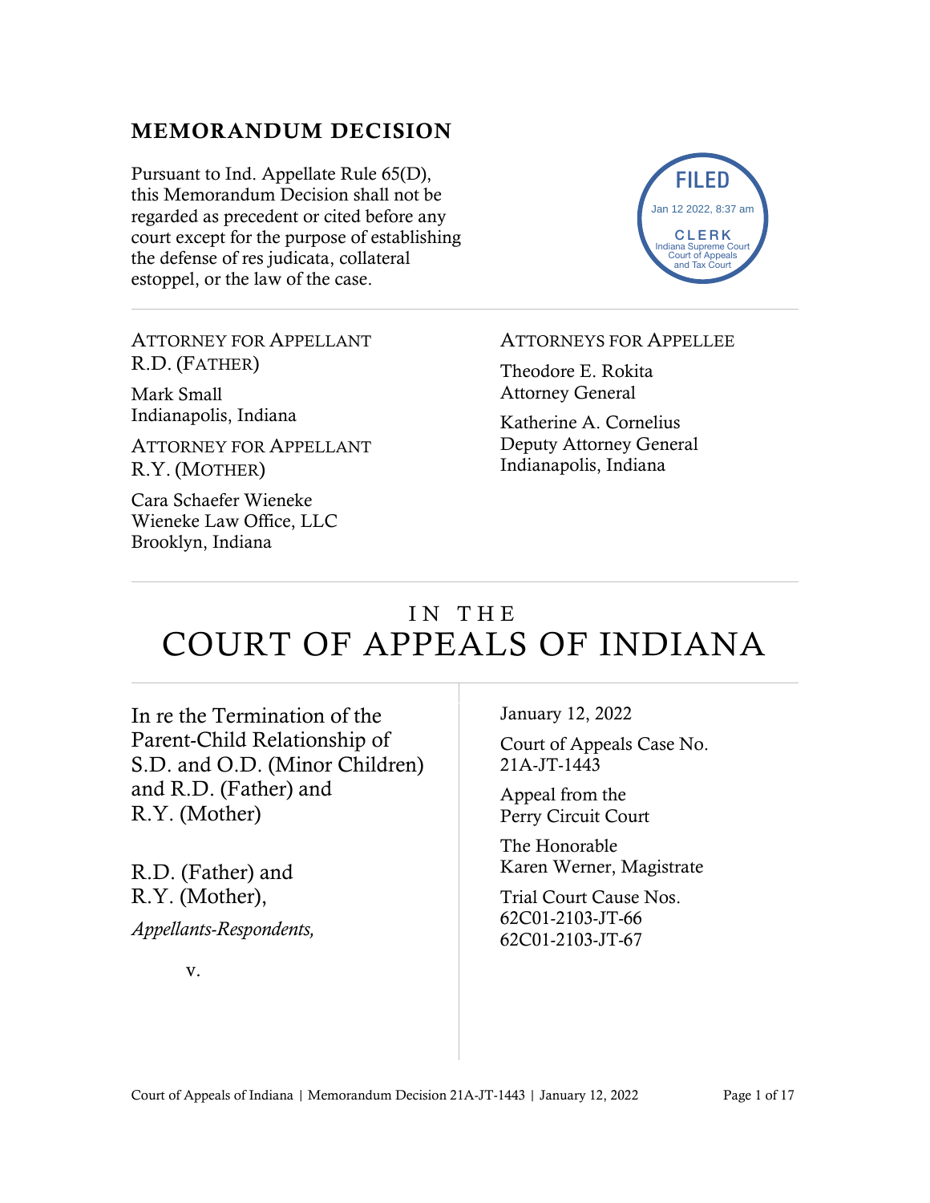## MEMORANDUM DECISION

Pursuant to Ind. Appellate Rule 65(D), this Memorandum Decision shall not be regarded as precedent or cited before any court except for the purpose of establishing the defense of res judicata, collateral estoppel, or the law of the case.

FILED
Jan 12 2022, 8:37 am
CLERK
Indiana Supreme Court
Court of Appeals
and Tax Court

---

ATTORNEY FOR APPELLANT
R.D. (FATHER)

Mark Small
Indianapolis, Indiana

ATTORNEY FOR APPELLANT
R.Y. (MOTHER)

Cara Schaefer Wieneke
Wieneke Law Office, LLC
Brooklyn, Indiana

ATTORNEYS FOR APPELLEE

Theodore E. Rokita
Attorney General

Katherine A. Cornelius
Deputy Attorney General
Indianapolis, Indiana

---

# IN THE COURT OF APPEALS OF INDIANA

In re the Termination of the Parent-Child Relationship of S.D. and O.D. (Minor Children) and R.D. (Father) and R.Y. (Mother)

R.D. (Father) and R.Y. (Mother),

*Appellants-Respondents,*

v.

January 12, 2022

Court of Appeals Case No. 21A-JT-1443

Appeal from the Perry Circuit Court

The Honorable Karen Werner, Magistrate

Trial Court Cause Nos. 62C01-2103-JT-66 62C01-2103-JT-67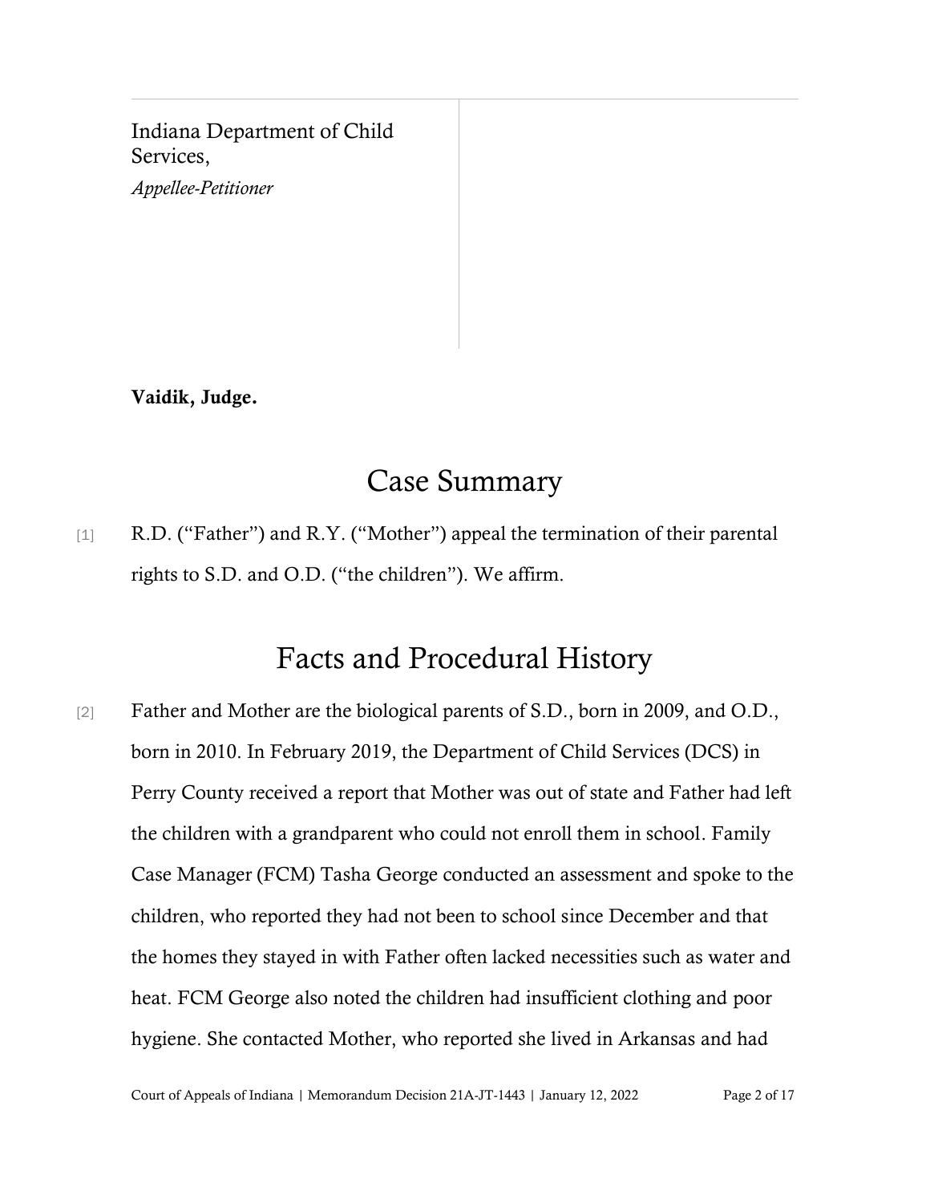Indiana Department of Child Services,
*Appellee-Petitioner*

**Vaidik, Judge.**

# Case Summary

[1] R.D. ("Father") and R.Y. ("Mother") appeal the termination of their parental rights to S.D. and O.D. ("the children"). We affirm.

# Facts and Procedural History

[2] Father and Mother are the biological parents of S.D., born in 2009, and O.D., born in 2010. In February 2019, the Department of Child Services (DCS) in Perry County received a report that Mother was out of state and Father had left the children with a grandparent who could not enroll them in school. Family Case Manager (FCM) Tasha George conducted an assessment and spoke to the children, who reported they had not been to school since December and that the homes they stayed in with Father often lacked necessities such as water and heat. FCM George also noted the children had insufficient clothing and poor hygiene. She contacted Mother, who reported she lived in Arkansas and had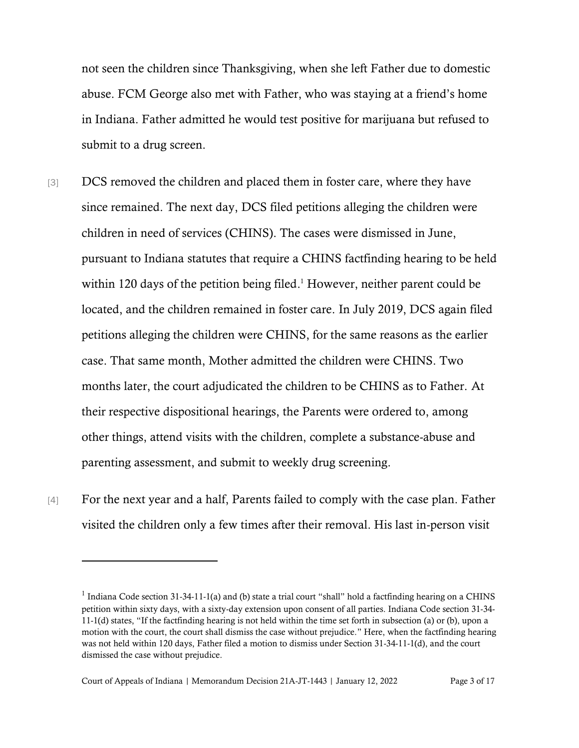not seen the children since Thanksgiving, when she left Father due to domestic abuse. FCM George also met with Father, who was staying at a friend's home in Indiana. Father admitted he would test positive for marijuana but refused to submit to a drug screen.

[3] DCS removed the children and placed them in foster care, where they have since remained. The next day, DCS filed petitions alleging the children were children in need of services (CHINS). The cases were dismissed in June, pursuant to Indiana statutes that require a CHINS factfinding hearing to be held within 120 days of the petition being filed.[1] However, neither parent could be located, and the children remained in foster care. In July 2019, DCS again filed petitions alleging the children were CHINS, for the same reasons as the earlier case. That same month, Mother admitted the children were CHINS. Two months later, the court adjudicated the children to be CHINS as to Father. At their respective dispositional hearings, the Parents were ordered to, among other things, attend visits with the children, complete a substance-abuse and parenting assessment, and submit to weekly drug screening.

[4] For the next year and a half, Parents failed to comply with the case plan. Father visited the children only a few times after their removal. His last in-person visit

---

[1] Indiana Code section 31-34-11-1(a) and (b) state a trial court "shall" hold a factfinding hearing on a CHINS petition within sixty days, with a sixty-day extension upon consent of all parties. Indiana Code section 31-34-11-1(d) states, "If the factfinding hearing is not held within the time set forth in subsection (a) or (b), upon a motion with the court, the court shall dismiss the case without prejudice." Here, when the factfinding hearing was not held within 120 days, Father filed a motion to dismiss under Section 31-34-11-1(d), and the court dismissed the case without prejudice.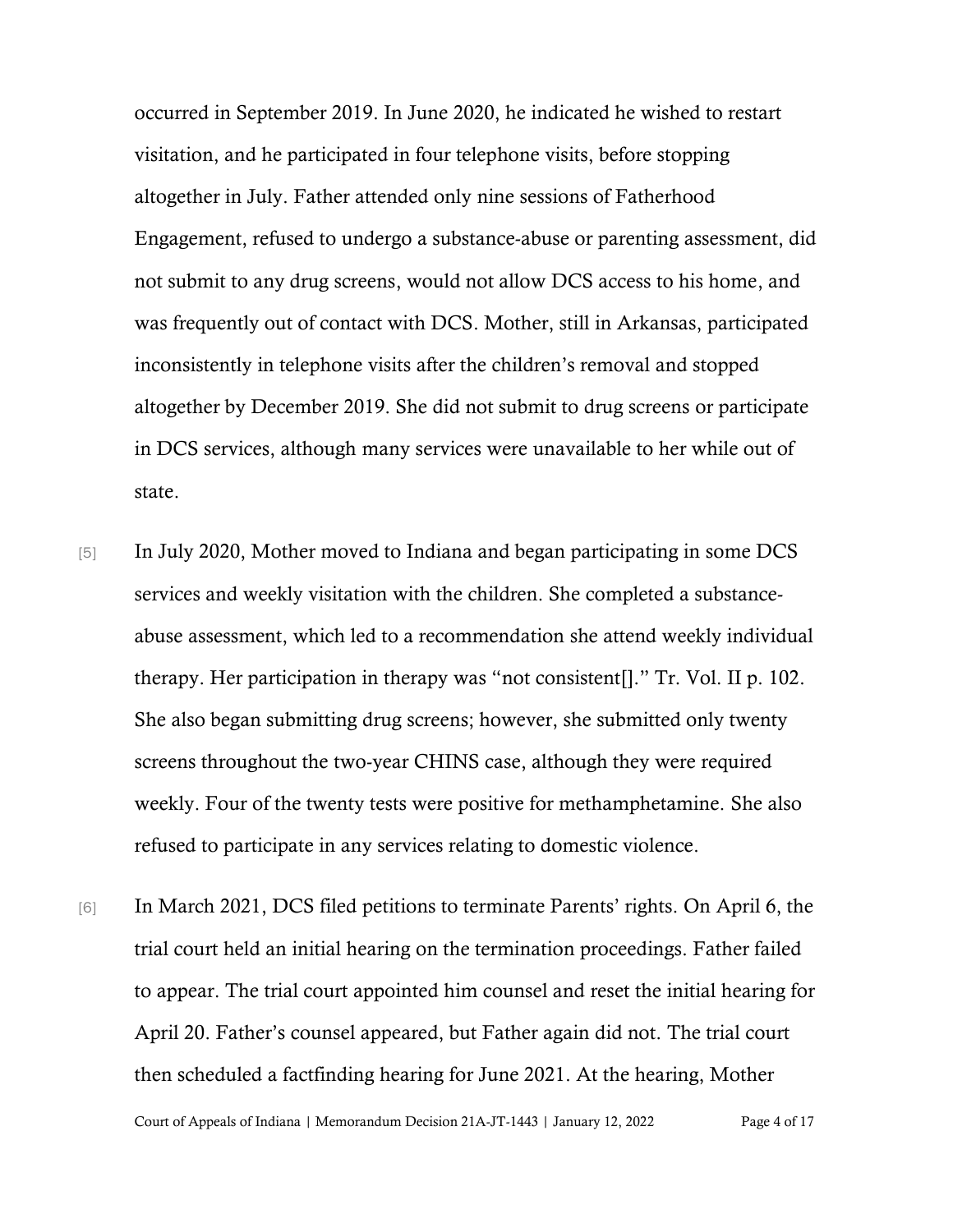occurred in September 2019. In June 2020, he indicated he wished to restart visitation, and he participated in four telephone visits, before stopping altogether in July. Father attended only nine sessions of Fatherhood Engagement, refused to undergo a substance-abuse or parenting assessment, did not submit to any drug screens, would not allow DCS access to his home, and was frequently out of contact with DCS. Mother, still in Arkansas, participated inconsistently in telephone visits after the children's removal and stopped altogether by December 2019. She did not submit to drug screens or participate in DCS services, although many services were unavailable to her while out of state.

[5] In July 2020, Mother moved to Indiana and began participating in some DCS services and weekly visitation with the children. She completed a substance-abuse assessment, which led to a recommendation she attend weekly individual therapy. Her participation in therapy was "not consistent[]." Tr. Vol. II p. 102. She also began submitting drug screens; however, she submitted only twenty screens throughout the two-year CHINS case, although they were required weekly. Four of the twenty tests were positive for methamphetamine. She also refused to participate in any services relating to domestic violence.

[6] In March 2021, DCS filed petitions to terminate Parents' rights. On April 6, the trial court held an initial hearing on the termination proceedings. Father failed to appear. The trial court appointed him counsel and reset the initial hearing for April 20. Father's counsel appeared, but Father again did not. The trial court then scheduled a factfinding hearing for June 2021. At the hearing, Mother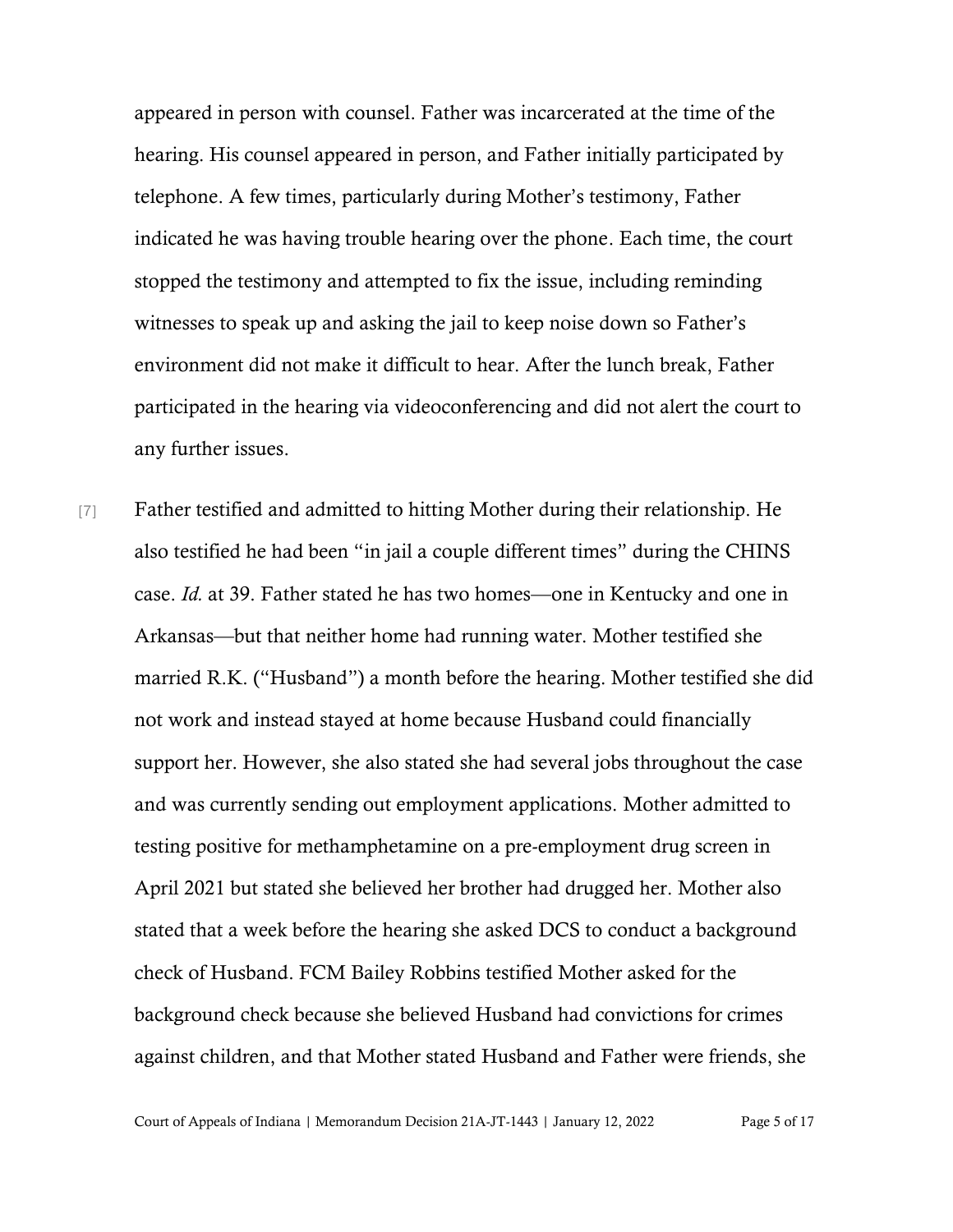appeared in person with counsel. Father was incarcerated at the time of the hearing. His counsel appeared in person, and Father initially participated by telephone. A few times, particularly during Mother's testimony, Father indicated he was having trouble hearing over the phone. Each time, the court stopped the testimony and attempted to fix the issue, including reminding witnesses to speak up and asking the jail to keep noise down so Father's environment did not make it difficult to hear. After the lunch break, Father participated in the hearing via videoconferencing and did not alert the court to any further issues.

[7] Father testified and admitted to hitting Mother during their relationship. He also testified he had been "in jail a couple different times" during the CHINS case. *Id.* at 39. Father stated he has two homes—one in Kentucky and one in Arkansas—but that neither home had running water. Mother testified she married R.K. ("Husband") a month before the hearing. Mother testified she did not work and instead stayed at home because Husband could financially support her. However, she also stated she had several jobs throughout the case and was currently sending out employment applications. Mother admitted to testing positive for methamphetamine on a pre-employment drug screen in April 2021 but stated she believed her brother had drugged her. Mother also stated that a week before the hearing she asked DCS to conduct a background check of Husband. FCM Bailey Robbins testified Mother asked for the background check because she believed Husband had convictions for crimes against children, and that Mother stated Husband and Father were friends, she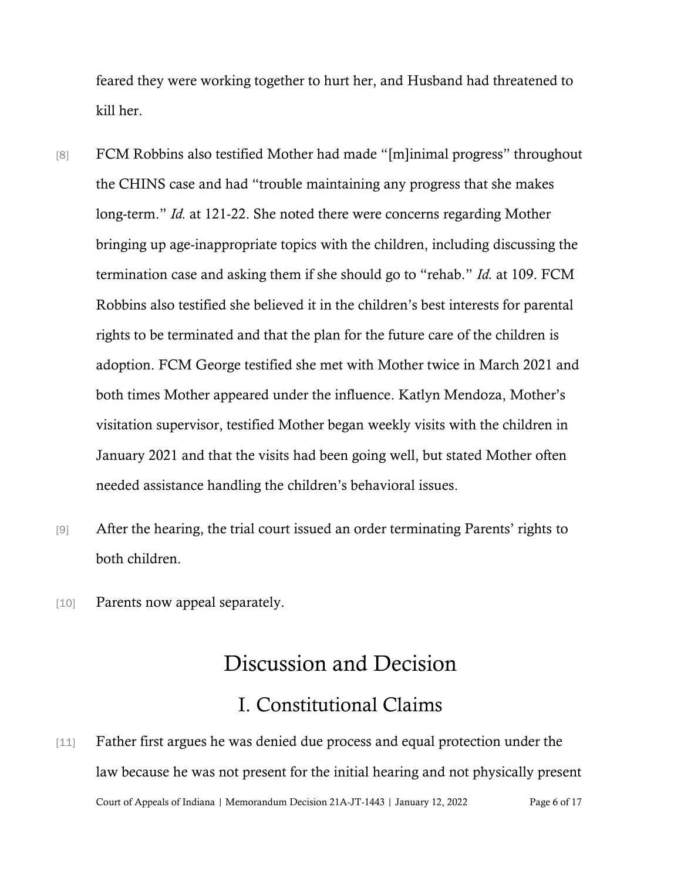feared they were working together to hurt her, and Husband had threatened to kill her.

[8] FCM Robbins also testified Mother had made "[m]inimal progress" throughout the CHINS case and had "trouble maintaining any progress that she makes long-term." *Id.* at 121-22. She noted there were concerns regarding Mother bringing up age-inappropriate topics with the children, including discussing the termination case and asking them if she should go to "rehab." *Id.* at 109. FCM Robbins also testified she believed it in the children's best interests for parental rights to be terminated and that the plan for the future care of the children is adoption. FCM George testified she met with Mother twice in March 2021 and both times Mother appeared under the influence. Katlyn Mendoza, Mother's visitation supervisor, testified Mother began weekly visits with the children in January 2021 and that the visits had been going well, but stated Mother often needed assistance handling the children's behavioral issues.

[9] After the hearing, the trial court issued an order terminating Parents' rights to both children.

[10] Parents now appeal separately.

# Discussion and Decision

## I. Constitutional Claims

[11] Father first argues he was denied due process and equal protection under the law because he was not present for the initial hearing and not physically present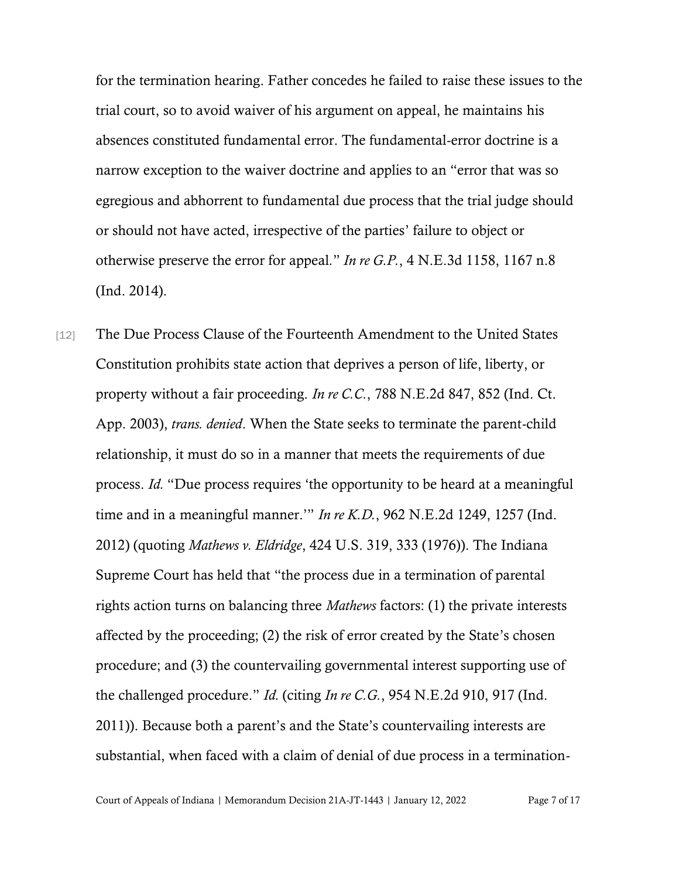for the termination hearing. Father concedes he failed to raise these issues to the trial court, so to avoid waiver of his argument on appeal, he maintains his absences constituted fundamental error. The fundamental-error doctrine is a narrow exception to the waiver doctrine and applies to an "error that was so egregious and abhorrent to fundamental due process that the trial judge should or should not have acted, irrespective of the parties' failure to object or otherwise preserve the error for appeal." *In re G.P.*, 4 N.E.3d 1158, 1167 n.8 (Ind. 2014).

[12] The Due Process Clause of the Fourteenth Amendment to the United States Constitution prohibits state action that deprives a person of life, liberty, or property without a fair proceeding. *In re C.C.*, 788 N.E.2d 847, 852 (Ind. Ct. App. 2003), *trans. denied*. When the State seeks to terminate the parent-child relationship, it must do so in a manner that meets the requirements of due process. *Id.* "Due process requires 'the opportunity to be heard at a meaningful time and in a meaningful manner.'" *In re K.D.*, 962 N.E.2d 1249, 1257 (Ind. 2012) (quoting *Mathews v. Eldridge*, 424 U.S. 319, 333 (1976)). The Indiana Supreme Court has held that "the process due in a termination of parental rights action turns on balancing three *Mathews* factors: (1) the private interests affected by the proceeding; (2) the risk of error created by the State's chosen procedure; and (3) the countervailing governmental interest supporting use of the challenged procedure." *Id.* (citing *In re C.G.*, 954 N.E.2d 910, 917 (Ind. 2011)). Because both a parent's and the State's countervailing interests are substantial, when faced with a claim of denial of due process in a termination-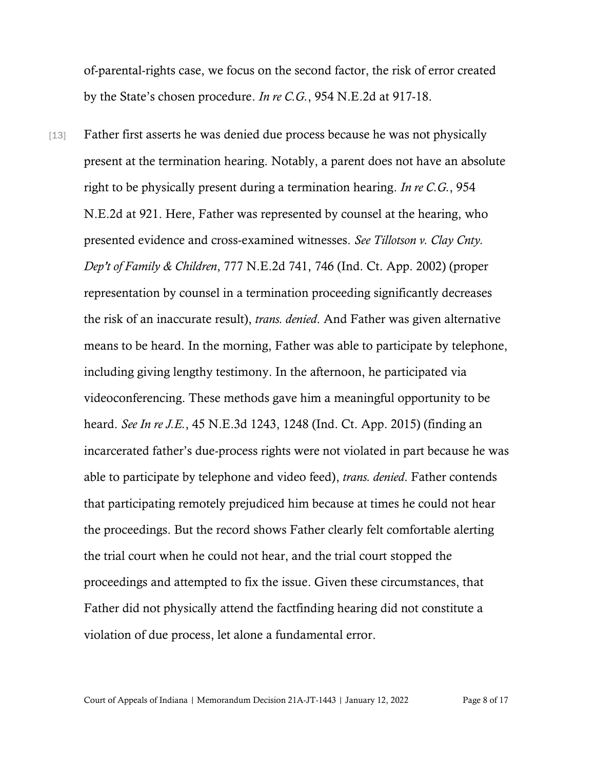of-parental-rights case, we focus on the second factor, the risk of error created by the State's chosen procedure. *In re C.G.*, 954 N.E.2d at 917-18.

[13] Father first asserts he was denied due process because he was not physically present at the termination hearing. Notably, a parent does not have an absolute right to be physically present during a termination hearing. *In re C.G.*, 954 N.E.2d at 921. Here, Father was represented by counsel at the hearing, who presented evidence and cross-examined witnesses. *See Tillotson v. Clay Cnty. Dep't of Family & Children*, 777 N.E.2d 741, 746 (Ind. Ct. App. 2002) (proper representation by counsel in a termination proceeding significantly decreases the risk of an inaccurate result), *trans. denied*. And Father was given alternative means to be heard. In the morning, Father was able to participate by telephone, including giving lengthy testimony. In the afternoon, he participated via videoconferencing. These methods gave him a meaningful opportunity to be heard. *See In re J.E.*, 45 N.E.3d 1243, 1248 (Ind. Ct. App. 2015) (finding an incarcerated father's due-process rights were not violated in part because he was able to participate by telephone and video feed), *trans. denied*. Father contends that participating remotely prejudiced him because at times he could not hear the proceedings. But the record shows Father clearly felt comfortable alerting the trial court when he could not hear, and the trial court stopped the proceedings and attempted to fix the issue. Given these circumstances, that Father did not physically attend the factfinding hearing did not constitute a violation of due process, let alone a fundamental error.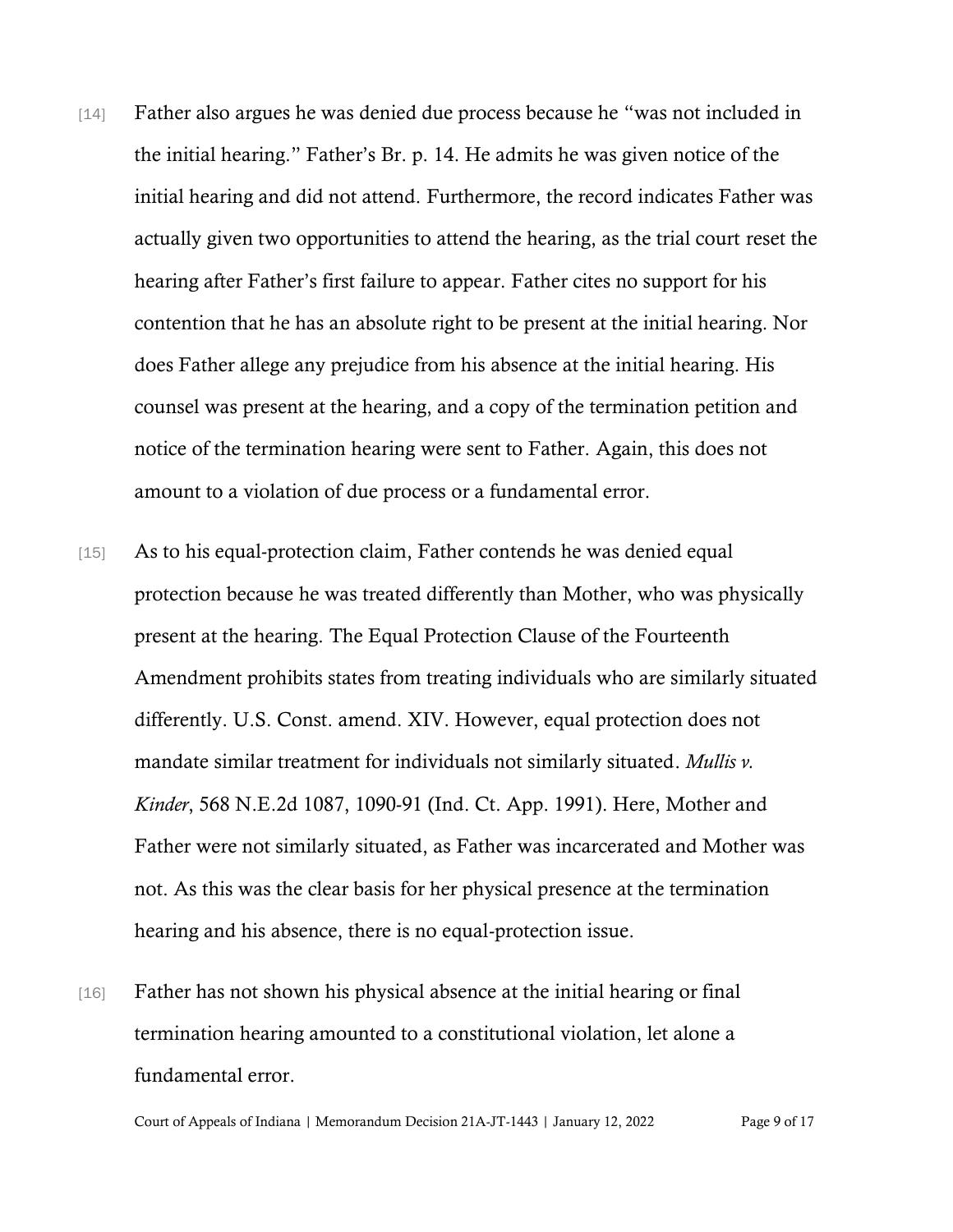[14] Father also argues he was denied due process because he "was not included in the initial hearing." Father's Br. p. 14. He admits he was given notice of the initial hearing and did not attend. Furthermore, the record indicates Father was actually given two opportunities to attend the hearing, as the trial court reset the hearing after Father's first failure to appear. Father cites no support for his contention that he has an absolute right to be present at the initial hearing. Nor does Father allege any prejudice from his absence at the initial hearing. His counsel was present at the hearing, and a copy of the termination petition and notice of the termination hearing were sent to Father. Again, this does not amount to a violation of due process or a fundamental error.

[15] As to his equal-protection claim, Father contends he was denied equal protection because he was treated differently than Mother, who was physically present at the hearing. The Equal Protection Clause of the Fourteenth Amendment prohibits states from treating individuals who are similarly situated differently. U.S. Const. amend. XIV. However, equal protection does not mandate similar treatment for individuals not similarly situated. *Mullis v. Kinder*, 568 N.E.2d 1087, 1090-91 (Ind. Ct. App. 1991). Here, Mother and Father were not similarly situated, as Father was incarcerated and Mother was not. As this was the clear basis for her physical presence at the termination hearing and his absence, there is no equal-protection issue.

[16] Father has not shown his physical absence at the initial hearing or final termination hearing amounted to a constitutional violation, let alone a fundamental error.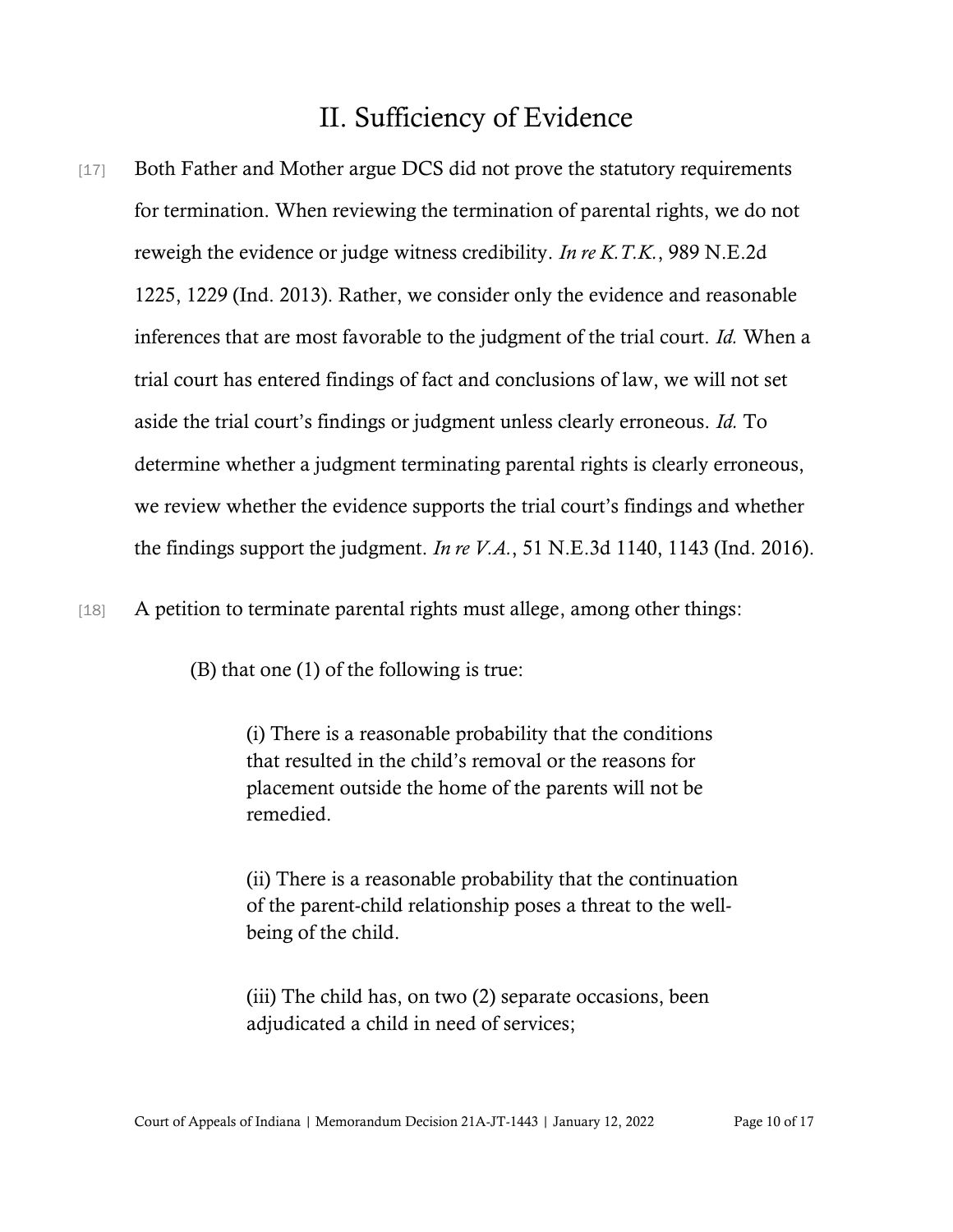## II. Sufficiency of Evidence

[17] Both Father and Mother argue DCS did not prove the statutory requirements for termination. When reviewing the termination of parental rights, we do not reweigh the evidence or judge witness credibility. *In re K.T.K.*, 989 N.E.2d 1225, 1229 (Ind. 2013). Rather, we consider only the evidence and reasonable inferences that are most favorable to the judgment of the trial court. *Id.* When a trial court has entered findings of fact and conclusions of law, we will not set aside the trial court's findings or judgment unless clearly erroneous. *Id.* To determine whether a judgment terminating parental rights is clearly erroneous, we review whether the evidence supports the trial court's findings and whether the findings support the judgment. *In re V.A.*, 51 N.E.3d 1140, 1143 (Ind. 2016).

[18] A petition to terminate parental rights must allege, among other things:

> (B) that one (1) of the following is true:
>
> > (i) There is a reasonable probability that the conditions that resulted in the child's removal or the reasons for placement outside the home of the parents will not be remedied.
> >
> > (ii) There is a reasonable probability that the continuation of the parent-child relationship poses a threat to the well-being of the child.
> >
> > (iii) The child has, on two (2) separate occasions, been adjudicated a child in need of services;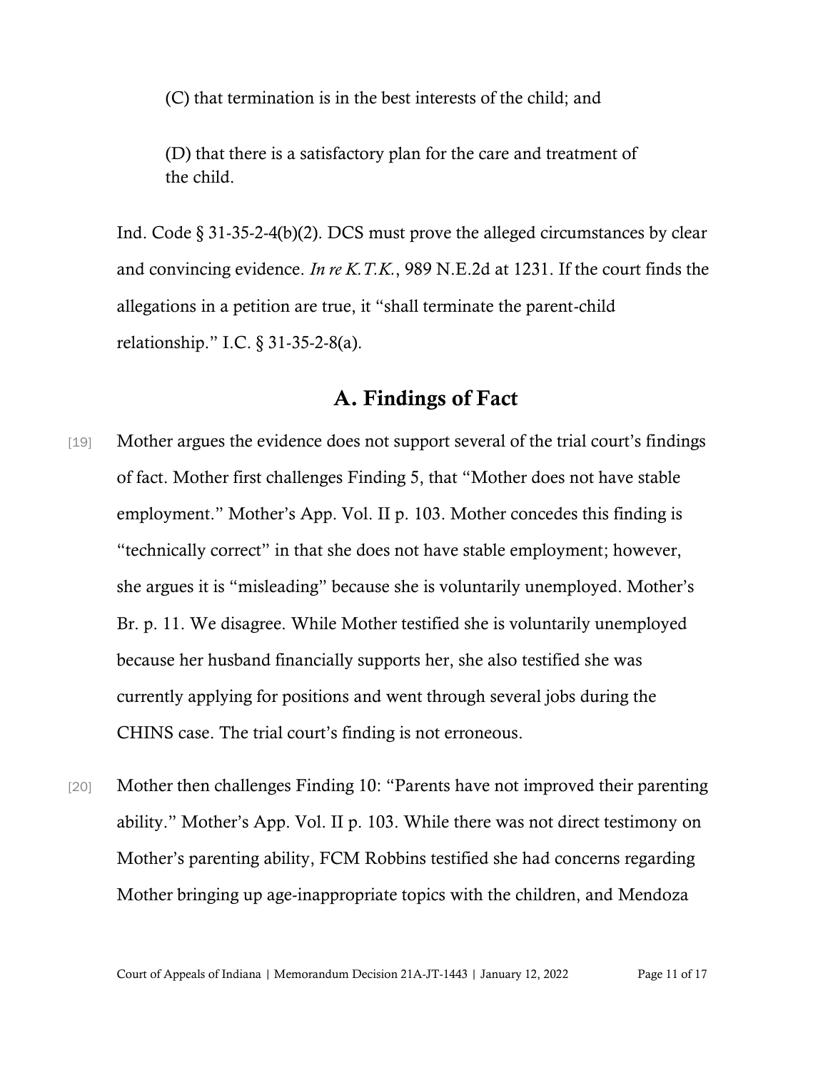(C) that termination is in the best interests of the child; and

(D) that there is a satisfactory plan for the care and treatment of the child.

Ind. Code § 31-35-2-4(b)(2). DCS must prove the alleged circumstances by clear and convincing evidence. *In re K.T.K.*, 989 N.E.2d at 1231. If the court finds the allegations in a petition are true, it "shall terminate the parent-child relationship." I.C. § 31-35-2-8(a).

## A. Findings of Fact

[19] Mother argues the evidence does not support several of the trial court's findings of fact. Mother first challenges Finding 5, that "Mother does not have stable employment." Mother's App. Vol. II p. 103. Mother concedes this finding is "technically correct" in that she does not have stable employment; however, she argues it is "misleading" because she is voluntarily unemployed. Mother's Br. p. 11. We disagree. While Mother testified she is voluntarily unemployed because her husband financially supports her, she also testified she was currently applying for positions and went through several jobs during the CHINS case. The trial court's finding is not erroneous.

[20] Mother then challenges Finding 10: "Parents have not improved their parenting ability." Mother's App. Vol. II p. 103. While there was not direct testimony on Mother's parenting ability, FCM Robbins testified she had concerns regarding Mother bringing up age-inappropriate topics with the children, and Mendoza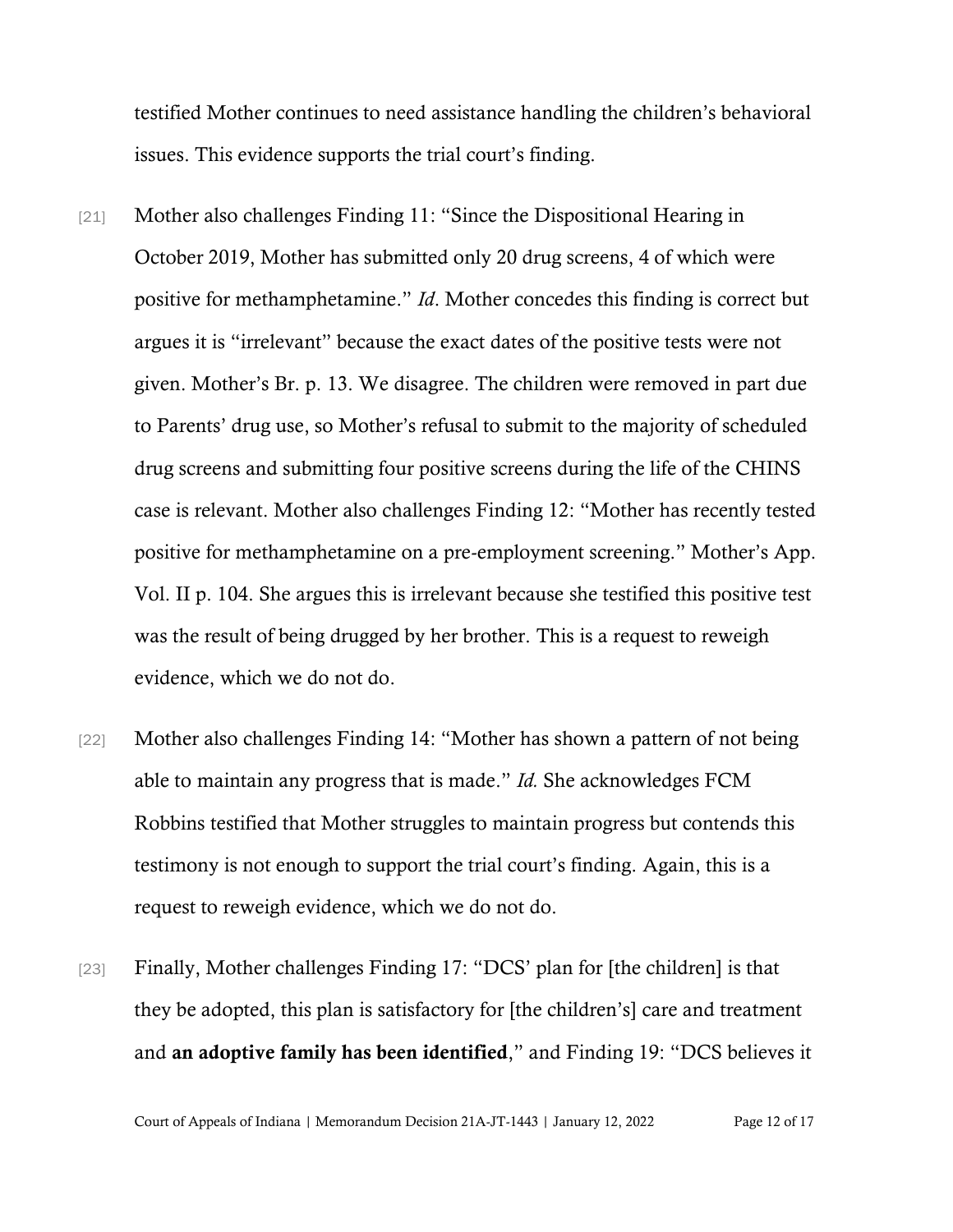testified Mother continues to need assistance handling the children's behavioral issues. This evidence supports the trial court's finding.

[21] Mother also challenges Finding 11: "Since the Dispositional Hearing in October 2019, Mother has submitted only 20 drug screens, 4 of which were positive for methamphetamine." *Id*. Mother concedes this finding is correct but argues it is "irrelevant" because the exact dates of the positive tests were not given. Mother's Br. p. 13. We disagree. The children were removed in part due to Parents' drug use, so Mother's refusal to submit to the majority of scheduled drug screens and submitting four positive screens during the life of the CHINS case is relevant. Mother also challenges Finding 12: "Mother has recently tested positive for methamphetamine on a pre-employment screening." Mother's App. Vol. II p. 104. She argues this is irrelevant because she testified this positive test was the result of being drugged by her brother. This is a request to reweigh evidence, which we do not do.

[22] Mother also challenges Finding 14: "Mother has shown a pattern of not being able to maintain any progress that is made." *Id.* She acknowledges FCM Robbins testified that Mother struggles to maintain progress but contends this testimony is not enough to support the trial court's finding. Again, this is a request to reweigh evidence, which we do not do.

[23] Finally, Mother challenges Finding 17: "DCS' plan for [the children] is that they be adopted, this plan is satisfactory for [the children's] care and treatment and **an adoptive family has been identified**," and Finding 19: "DCS believes it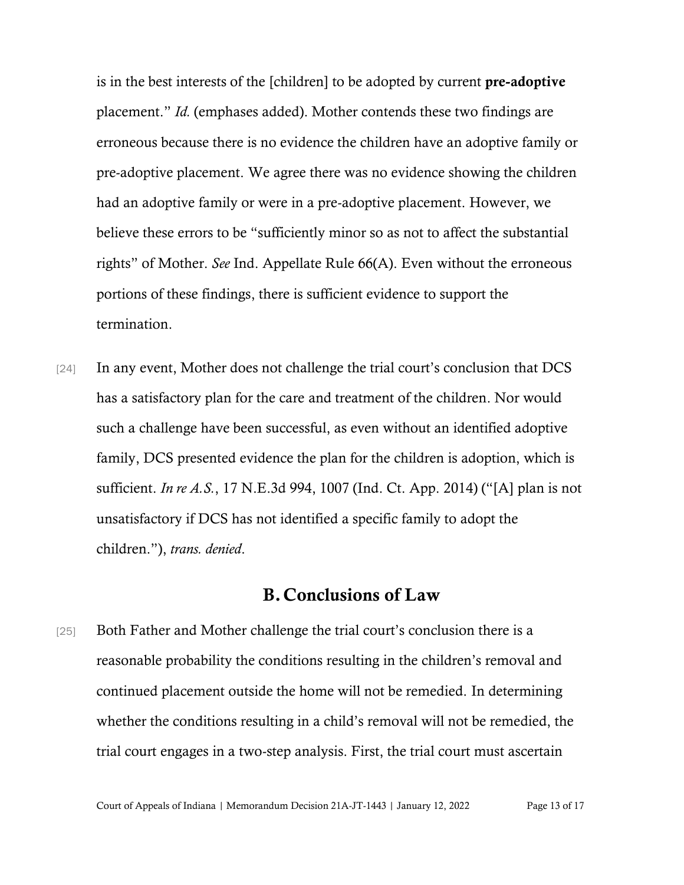is in the best interests of the [children] to be adopted by current **pre-adoptive** placement." *Id.* (emphases added). Mother contends these two findings are erroneous because there is no evidence the children have an adoptive family or pre-adoptive placement. We agree there was no evidence showing the children had an adoptive family or were in a pre-adoptive placement. However, we believe these errors to be "sufficiently minor so as not to affect the substantial rights" of Mother. *See* Ind. Appellate Rule 66(A). Even without the erroneous portions of these findings, there is sufficient evidence to support the termination.

[24] In any event, Mother does not challenge the trial court's conclusion that DCS has a satisfactory plan for the care and treatment of the children. Nor would such a challenge have been successful, as even without an identified adoptive family, DCS presented evidence the plan for the children is adoption, which is sufficient. *In re A.S.*, 17 N.E.3d 994, 1007 (Ind. Ct. App. 2014) ("[A] plan is not unsatisfactory if DCS has not identified a specific family to adopt the children."), *trans. denied*.

## B. Conclusions of Law

[25] Both Father and Mother challenge the trial court's conclusion there is a reasonable probability the conditions resulting in the children's removal and continued placement outside the home will not be remedied. In determining whether the conditions resulting in a child's removal will not be remedied, the trial court engages in a two-step analysis. First, the trial court must ascertain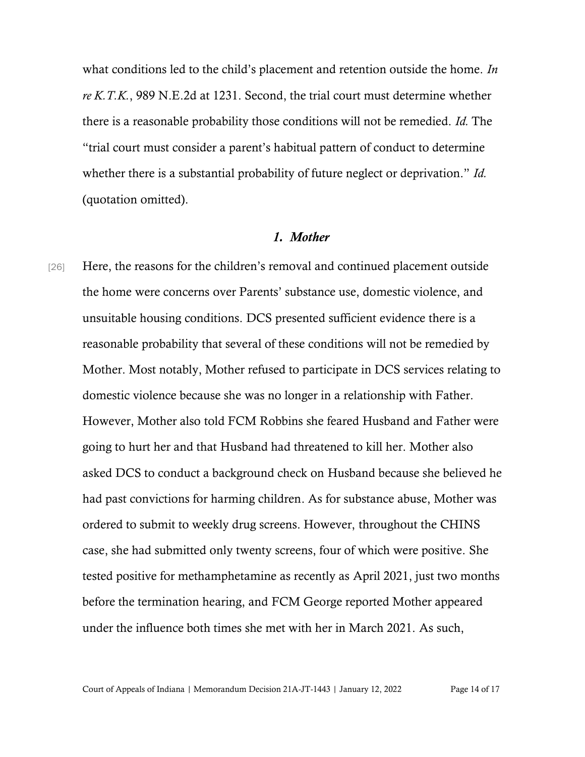what conditions led to the child's placement and retention outside the home. *In re K.T.K.*, 989 N.E.2d at 1231. Second, the trial court must determine whether there is a reasonable probability those conditions will not be remedied. *Id.* The "trial court must consider a parent's habitual pattern of conduct to determine whether there is a substantial probability of future neglect or deprivation." *Id.* (quotation omitted).

### *1. Mother*

[26] Here, the reasons for the children's removal and continued placement outside the home were concerns over Parents' substance use, domestic violence, and unsuitable housing conditions. DCS presented sufficient evidence there is a reasonable probability that several of these conditions will not be remedied by Mother. Most notably, Mother refused to participate in DCS services relating to domestic violence because she was no longer in a relationship with Father. However, Mother also told FCM Robbins she feared Husband and Father were going to hurt her and that Husband had threatened to kill her. Mother also asked DCS to conduct a background check on Husband because she believed he had past convictions for harming children. As for substance abuse, Mother was ordered to submit to weekly drug screens. However, throughout the CHINS case, she had submitted only twenty screens, four of which were positive. She tested positive for methamphetamine as recently as April 2021, just two months before the termination hearing, and FCM George reported Mother appeared under the influence both times she met with her in March 2021. As such,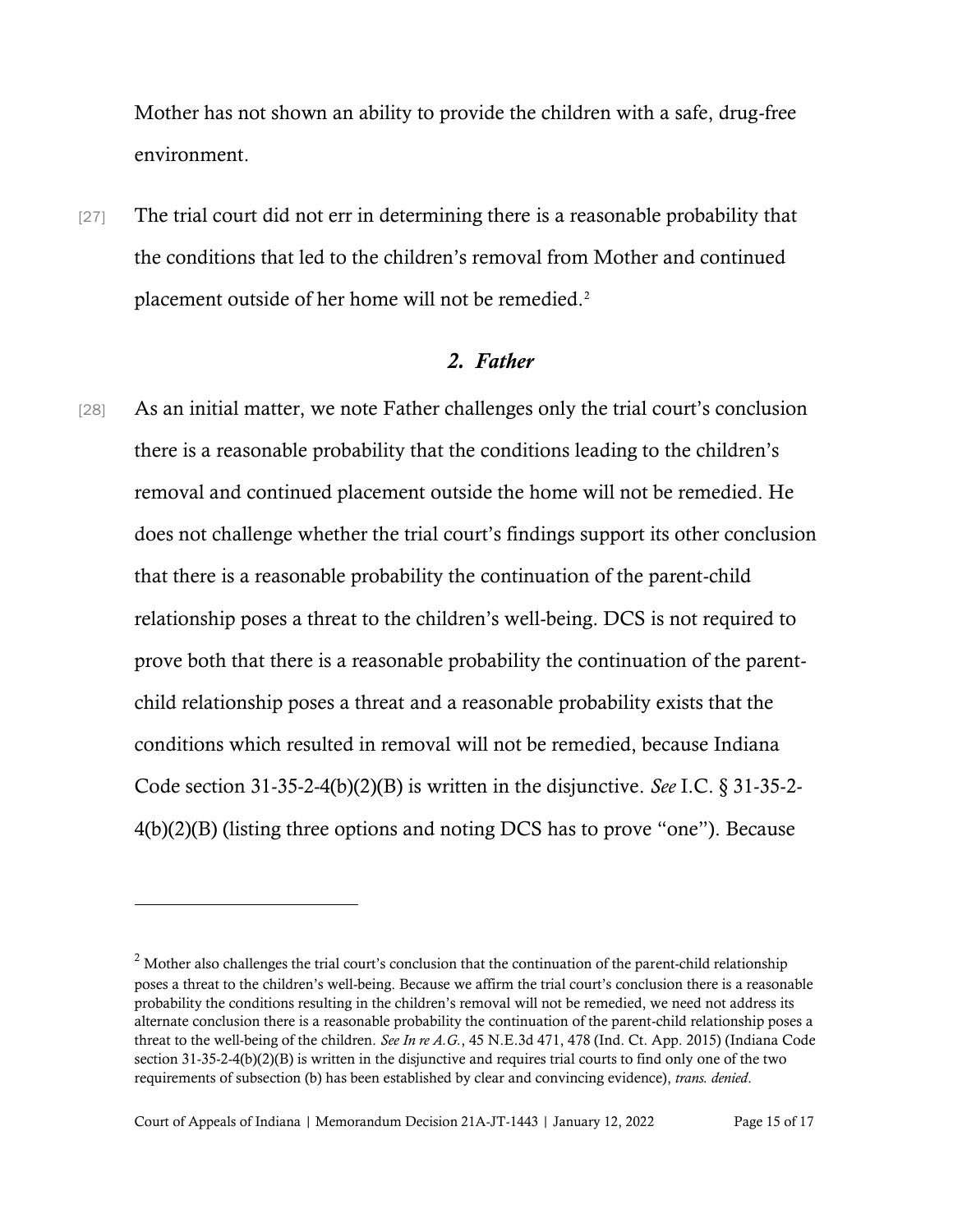Mother has not shown an ability to provide the children with a safe, drug-free environment.

[27] The trial court did not err in determining there is a reasonable probability that the conditions that led to the children's removal from Mother and continued placement outside of her home will not be remedied.[2]

### *2. Father*

[28] As an initial matter, we note Father challenges only the trial court's conclusion there is a reasonable probability that the conditions leading to the children's removal and continued placement outside the home will not be remedied. He does not challenge whether the trial court's findings support its other conclusion that there is a reasonable probability the continuation of the parent-child relationship poses a threat to the children's well-being. DCS is not required to prove both that there is a reasonable probability the continuation of the parent-child relationship poses a threat and a reasonable probability exists that the conditions which resulted in removal will not be remedied, because Indiana Code section 31-35-2-4(b)(2)(B) is written in the disjunctive. *See* I.C. § 31-35-2-4(b)(2)(B) (listing three options and noting DCS has to prove "one"). Because

---

[2] Mother also challenges the trial court's conclusion that the continuation of the parent-child relationship poses a threat to the children's well-being. Because we affirm the trial court's conclusion there is a reasonable probability the conditions resulting in the children's removal will not be remedied, we need not address its alternate conclusion there is a reasonable probability the continuation of the parent-child relationship poses a threat to the well-being of the children. *See In re A.G.*, 45 N.E.3d 471, 478 (Ind. Ct. App. 2015) (Indiana Code section 31-35-2-4(b)(2)(B) is written in the disjunctive and requires trial courts to find only one of the two requirements of subsection (b) has been established by clear and convincing evidence), *trans. denied*.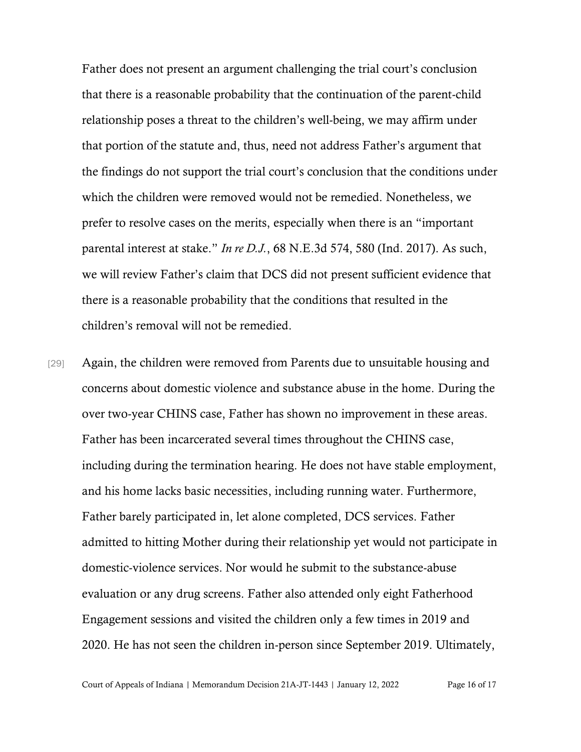Father does not present an argument challenging the trial court's conclusion that there is a reasonable probability that the continuation of the parent-child relationship poses a threat to the children's well-being, we may affirm under that portion of the statute and, thus, need not address Father's argument that the findings do not support the trial court's conclusion that the conditions under which the children were removed would not be remedied. Nonetheless, we prefer to resolve cases on the merits, especially when there is an "important parental interest at stake." *In re D.J.*, 68 N.E.3d 574, 580 (Ind. 2017). As such, we will review Father's claim that DCS did not present sufficient evidence that there is a reasonable probability that the conditions that resulted in the children's removal will not be remedied.

[29] Again, the children were removed from Parents due to unsuitable housing and concerns about domestic violence and substance abuse in the home. During the over two-year CHINS case, Father has shown no improvement in these areas. Father has been incarcerated several times throughout the CHINS case, including during the termination hearing. He does not have stable employment, and his home lacks basic necessities, including running water. Furthermore, Father barely participated in, let alone completed, DCS services. Father admitted to hitting Mother during their relationship yet would not participate in domestic-violence services. Nor would he submit to the substance-abuse evaluation or any drug screens. Father also attended only eight Fatherhood Engagement sessions and visited the children only a few times in 2019 and 2020. He has not seen the children in-person since September 2019. Ultimately,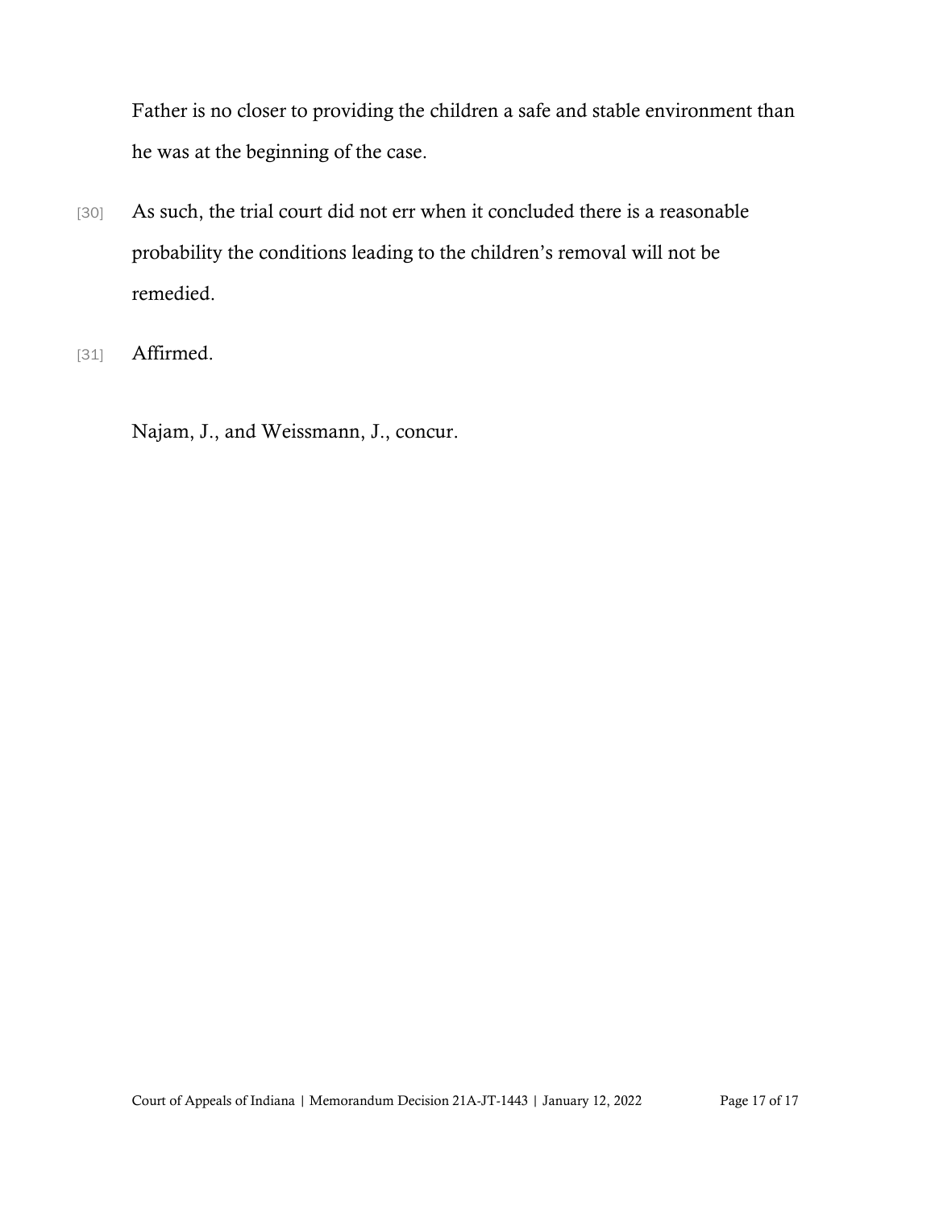Father is no closer to providing the children a safe and stable environment than he was at the beginning of the case.

[30] As such, the trial court did not err when it concluded there is a reasonable probability the conditions leading to the children's removal will not be remedied.

[31] Affirmed.

Najam, J., and Weissmann, J., concur.